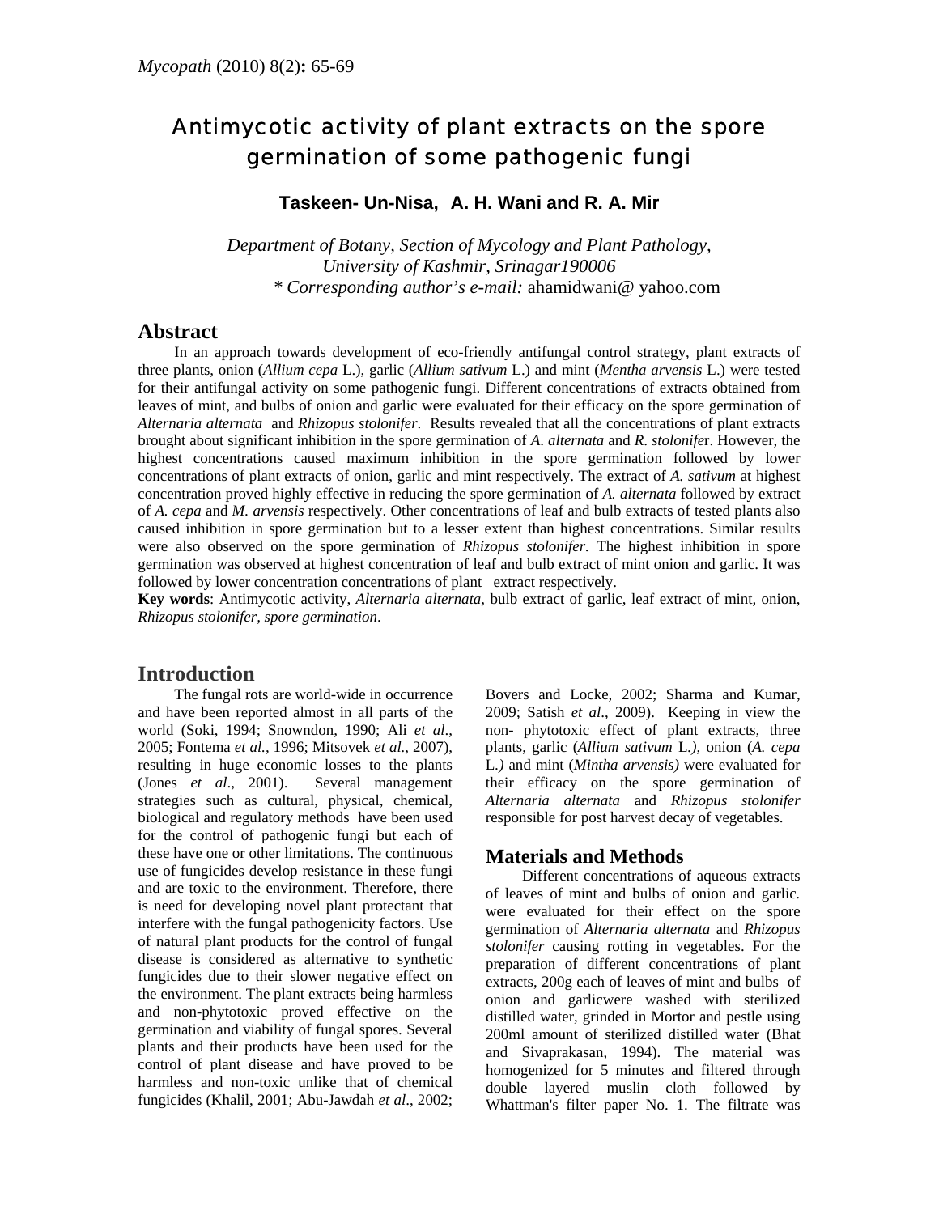# Antimycotic activity of plant extracts on the spore germination of some pathogenic fungi

**Taskeen- Un-Nisa, A. H. Wani and R. A. Mir**

*Department of Botany, Section of Mycology and Plant Pathology, University of Kashmir, Srinagar190006*
*\* Corresponding author's e-mail:* ahamidwani@ yahoo.com

## Abstract

In an approach towards development of eco-friendly antifungal control strategy, plant extracts of three plants, onion (*Allium cepa* L.), garlic (*Allium sativum* L.) and mint (*Mentha arvensis* L.) were tested for their antifungal activity on some pathogenic fungi. Different concentrations of extracts obtained from leaves of mint, and bulbs of onion and garlic were evaluated for their efficacy on the spore germination of *Alternaria alternata* and *Rhizopus stolonifer*. Results revealed that all the concentrations of plant extracts brought about significant inhibition in the spore germination of *A. alternata* and *R. stolonife*r. However, the highest concentrations caused maximum inhibition in the spore germination followed by lower concentrations of plant extracts of onion, garlic and mint respectively. The extract of *A. sativum* at highest concentration proved highly effective in reducing the spore germination of *A. alternata* followed by extract of *A. cepa* and *M. arvensis* respectively. Other concentrations of leaf and bulb extracts of tested plants also caused inhibition in spore germination but to a lesser extent than highest concentrations. Similar results were also observed on the spore germination of *Rhizopus stolonifer*. The highest inhibition in spore germination was observed at highest concentration of leaf and bulb extract of mint onion and garlic. It was followed by lower concentration concentrations of plant extract respectively.

**Key words**: Antimycotic activity, *Alternaria alternata,* bulb extract of garlic, leaf extract of mint, onion, *Rhizopus stolonifer, spore germination*.

## Introduction

The fungal rots are world-wide in occurrence and have been reported almost in all parts of the world (Soki, 1994; Snowndon, 1990; Ali *et al*., 2005; Fontema *et al.,* 1996; Mitsovek *et al.,* 2007), resulting in huge economic losses to the plants (Jones *et al*., 2001). Several management strategies such as cultural, physical, chemical, biological and regulatory methods have been used for the control of pathogenic fungi but each of these have one or other limitations. The continuous use of fungicides develop resistance in these fungi and are toxic to the environment. Therefore, there is need for developing novel plant protectant that interfere with the fungal pathogenicity factors. Use of natural plant products for the control of fungal disease is considered as alternative to synthetic fungicides due to their slower negative effect on the environment. The plant extracts being harmless and non-phytotoxic proved effective on the germination and viability of fungal spores. Several plants and their products have been used for the control of plant disease and have proved to be harmless and non-toxic unlike that of chemical fungicides (Khalil, 2001; Abu-Jawdah *et al*., 2002; Bovers and Locke, 2002; Sharma and Kumar, 2009; Satish *et al*., 2009). Keeping in view the non- phytotoxic effect of plant extracts, three plants, garlic (*Allium sativum* L.*),* onion (*A. cepa* L.*)* and mint (*Mintha arvensis)* were evaluated for their efficacy on the spore germination of *Alternaria alternata* and *Rhizopus stolonifer* responsible for post harvest decay of vegetables.

## Materials and Methods

Different concentrations of aqueous extracts of leaves of mint and bulbs of onion and garlic. were evaluated for their effect on the spore germination of *Alternaria alternata* and *Rhizopus stolonifer* causing rotting in vegetables. For the preparation of different concentrations of plant extracts, 200g each of leaves of mint and bulbs of onion and garlicwere washed with sterilized distilled water, grinded in Mortor and pestle using 200ml amount of sterilized distilled water (Bhat and Sivaprakasan, 1994). The material was homogenized for 5 minutes and filtered through double layered muslin cloth followed by Whattman's filter paper No. 1. The filtrate was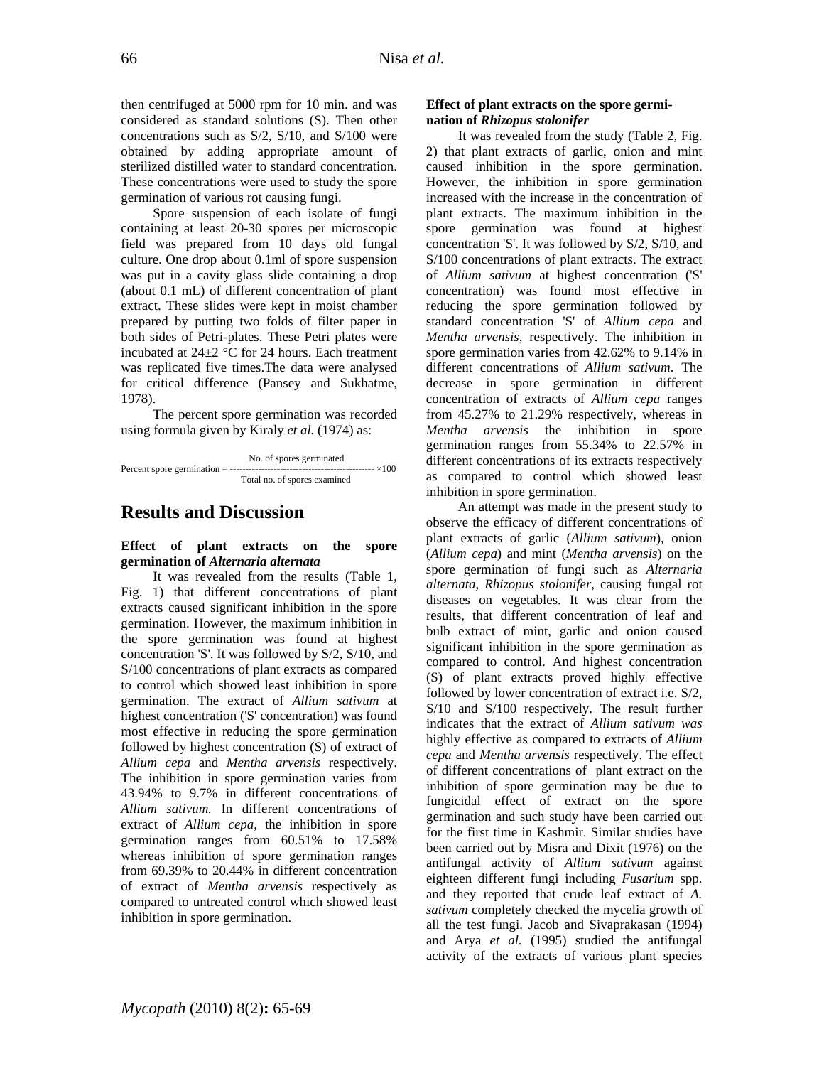then centrifuged at 5000 rpm for 10 min. and was considered as standard solutions (S). Then other concentrations such as S/2, S/10, and S/100 were obtained by adding appropriate amount of sterilized distilled water to standard concentration. These concentrations were used to study the spore germination of various rot causing fungi.

Spore suspension of each isolate of fungi containing at least 20-30 spores per microscopic field was prepared from 10 days old fungal culture. One drop about 0.1ml of spore suspension was put in a cavity glass slide containing a drop (about 0.1 mL) of different concentration of plant extract. These slides were kept in moist chamber prepared by putting two folds of filter paper in both sides of Petri-plates. These Petri plates were incubated at 24±2 °C for 24 hours. Each treatment was replicated five times.The data were analysed for critical difference (Pansey and Sukhatme, 1978).

The percent spore germination was recorded using formula given by Kiraly *et al.* (1974) as:

$$\text{Percent spore germination} = \frac{\text{No. of spores germinated}}{\text{Total no. of spores examined}} \times 100$$

# Results and Discussion

### Effect of plant extracts on the spore germination of *Alternaria alternata*

It was revealed from the results (Table 1, Fig. 1) that different concentrations of plant extracts caused significant inhibition in the spore germination. However, the maximum inhibition in the spore germination was found at highest concentration 'S'. It was followed by S/2, S/10, and S/100 concentrations of plant extracts as compared to control which showed least inhibition in spore germination. The extract of *Allium sativum* at highest concentration ('S' concentration) was found most effective in reducing the spore germination followed by highest concentration (S) of extract of *Allium cepa* and *Mentha arvensis* respectively. The inhibition in spore germination varies from 43.94% to 9.7% in different concentrations of *Allium sativum.* In different concentrations of extract of *Allium cepa*, the inhibition in spore germination ranges from 60.51% to 17.58% whereas inhibition of spore germination ranges from 69.39% to 20.44% in different concentration of extract of *Mentha arvensis* respectively as compared to untreated control which showed least inhibition in spore germination.

### Effect of plant extracts on the spore germination of *Rhizopus stolonifer*

It was revealed from the study (Table 2, Fig. 2) that plant extracts of garlic, onion and mint caused inhibition in the spore germination. However, the inhibition in spore germination increased with the increase in the concentration of plant extracts. The maximum inhibition in the spore germination was found at highest concentration 'S'. It was followed by S/2, S/10, and S/100 concentrations of plant extracts. The extract of *Allium sativum* at highest concentration ('S' concentration) was found most effective in reducing the spore germination followed by standard concentration 'S' of *Allium cepa* and *Mentha arvensis*, respectively. The inhibition in spore germination varies from 42.62% to 9.14% in different concentrations of *Allium sativum*. The decrease in spore germination in different concentration of extracts of *Allium cepa* ranges from 45.27% to 21.29% respectively, whereas in *Mentha arvensis* the inhibition in spore germination ranges from 55.34% to 22.57% in different concentrations of its extracts respectively as compared to control which showed least inhibition in spore germination.

An attempt was made in the present study to observe the efficacy of different concentrations of plant extracts of garlic (*Allium sativum*), onion (*Allium cepa*) and mint (*Mentha arvensis*) on the spore germination of fungi such as *Alternaria alternata, Rhizopus stolonifer*, causing fungal rot diseases on vegetables. It was clear from the results, that different concentration of leaf and bulb extract of mint, garlic and onion caused significant inhibition in the spore germination as compared to control. And highest concentration (S) of plant extracts proved highly effective followed by lower concentration of extract i.e. S/2, S/10 and S/100 respectively. The result further indicates that the extract of *Allium sativum was* highly effective as compared to extracts of *Allium cepa* and *Mentha arvensis* respectively. The effect of different concentrations of plant extract on the inhibition of spore germination may be due to fungicidal effect of extract on the spore germination and such study have been carried out for the first time in Kashmir. Similar studies have been carried out by Misra and Dixit (1976) on the antifungal activity of *Allium sativum* against eighteen different fungi including *Fusarium* spp. and they reported that crude leaf extract of *A. sativum* completely checked the mycelia growth of all the test fungi. Jacob and Sivaprakasan (1994) and Arya *et al.* (1995) studied the antifungal activity of the extracts of various plant species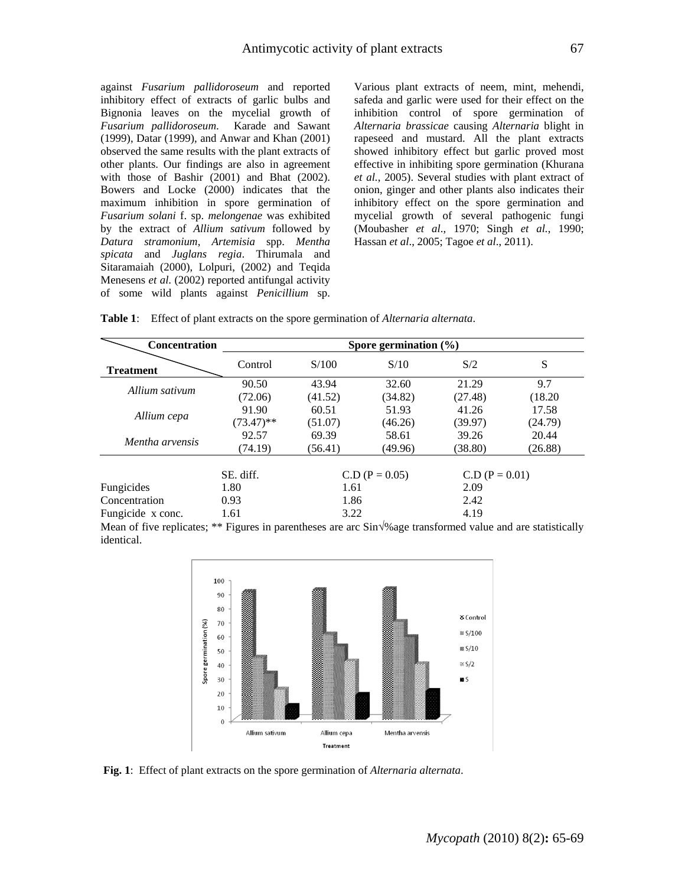against *Fusarium pallidoroseum* and reported inhibitory effect of extracts of garlic bulbs and Bignonia leaves on the mycelial growth of *Fusarium pallidoroseum*. Karade and Sawant (1999), Datar (1999), and Anwar and Khan (2001) observed the same results with the plant extracts of other plants. Our findings are also in agreement with those of Bashir (2001) and Bhat (2002). Bowers and Locke (2000) indicates that the maximum inhibition in spore germination of *Fusarium solani* f. sp. *melongenae* was exhibited by the extract of *Allium sativum* followed by *Datura stramonium*, *Artemisia* spp. *Mentha spicata* and *Juglans regia*. Thirumala and Sitaramaiah (2000), Lolpuri, (2002) and Teqida Menesens *et al.* (2002) reported antifungal activity of some wild plants against *Penicillium* sp. Various plant extracts of neem, mint, mehendi, safeda and garlic were used for their effect on the inhibition control of spore germination of *Alternaria brassicae* causing *Alternaria* blight in rapeseed and mustard. All the plant extracts showed inhibitory effect but garlic proved most effective in inhibiting spore germination (Khurana *et al.*, 2005). Several studies with plant extract of onion, ginger and other plants also indicates their inhibitory effect on the spore germination and mycelial growth of several pathogenic fungi (Moubasher *et al*., 1970; Singh *et al.*, 1990; Hassan *et al*., 2005; Tagoe *et al*., 2011).

**Table 1**: Effect of plant extracts on the spore germination of *Alternaria alternata*.

| Concentration / Treatment | Spore germination (%) | | | | |
|---|---|---|---|---|---|
| | Control | S/100 | S/10 | S/2 | S |
| *Allium sativum* | 90.50 (72.06) | 43.94 (41.52) | 32.60 (34.82) | 21.29 (27.48) | 9.7 (18.20 |
| *Allium cepa* | 91.90 (73.47)** | 60.51 (51.07) | 51.93 (46.26) | 41.26 (39.97) | 17.58 (24.79) |
| *Mentha arvensis* | 92.57 (74.19) | 69.39 (56.41) | 58.61 (49.96) | 39.26 (38.80) | 20.44 (26.88) |

| | SE. diff. | C.D (P = 0.05) | C.D (P = 0.01) |
|---|---|---|---|
| Fungicides | 1.80 | 1.61 | 2.09 |
| Concentration | 0.93 | 1.86 | 2.42 |
| Fungicide x conc. | 1.61 | 3.22 | 4.19 |

Mean of five replicates; ** Figures in parentheses are arc Sin√%age transformed value and are statistically identical.

**Fig. 1**: Effect of plant extracts on the spore germination of *Alternaria alternata*.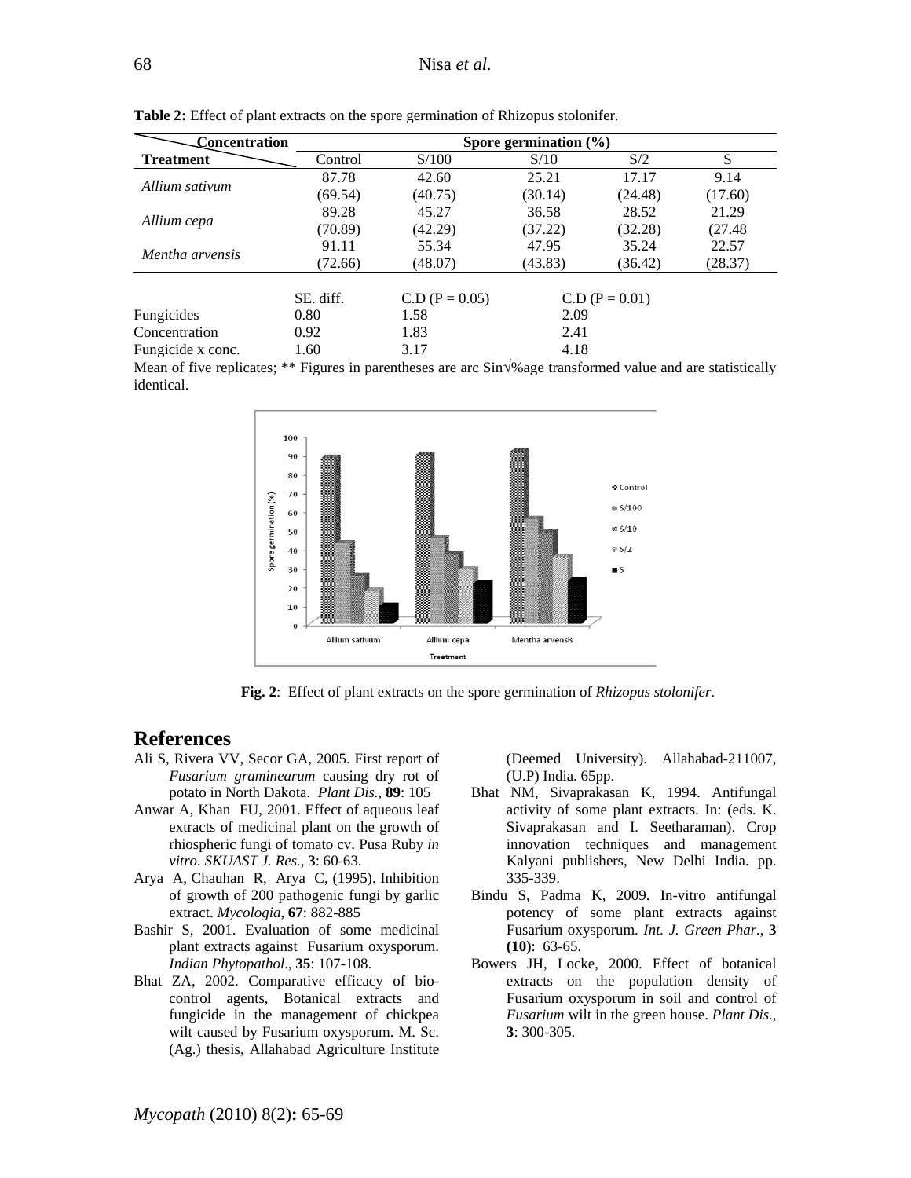**Table 2:** Effect of plant extracts on the spore germination of Rhizopus stolonifer.

| Concentration / Treatment | Spore germination (%) | | | | |
|---|---|---|---|---|---|
| | Control | S/100 | S/10 | S/2 | S |
| *Allium sativum* | 87.78 (69.54) | 42.60 (40.75) | 25.21 (30.14) | 17.17 (24.48) | 9.14 (17.60) |
| *Allium cepa* | 89.28 (70.89) | 45.27 (42.29) | 36.58 (37.22) | 28.52 (32.28) | 21.29 (27.48 |
| *Mentha arvensis* | 91.11 (72.66) | 55.34 (48.07) | 47.95 (43.83) | 35.24 (36.42) | 22.57 (28.37) |

| | SE. diff. | C.D (P = 0.05) | C.D (P = 0.01) |
|---|---|---|---|
| Fungicides | 0.80 | 1.58 | 2.09 |
| Concentration | 0.92 | 1.83 | 2.41 |
| Fungicide x conc. | 1.60 | 3.17 | 4.18 |

Mean of five replicates; ** Figures in parentheses are arc Sin√%age transformed value and are statistically identical.

**Fig. 2**: Effect of plant extracts on the spore germination of *Rhizopus stolonifer*.

# References

Ali S, Rivera VV, Secor GA, 2005. First report of *Fusarium graminearum* causing dry rot of potato in North Dakota. *Plant Dis.*, **89**: 105

Anwar A, Khan FU, 2001. Effect of aqueous leaf extracts of medicinal plant on the growth of rhiospheric fungi of tomato cv. Pusa Ruby *in vitro. SKUAST J. Res.*, **3**: 60-63.

Arya A, Chauhan R, Arya C, (1995). Inhibition of growth of 200 pathogenic fungi by garlic extract. *Mycologia,* **67**: 882-885

Bashir S, 2001. Evaluation of some medicinal plant extracts against Fusarium oxysporum. *Indian Phytopathol*., **35**: 107-108.

Bhat ZA, 2002. Comparative efficacy of bio-control agents, Botanical extracts and fungicide in the management of chickpea wilt caused by Fusarium oxysporum. M. Sc. (Ag.) thesis, Allahabad Agriculture Institute (Deemed University). Allahabad-211007, (U.P) India. 65pp.

Bhat NM, Sivaprakasan K, 1994. Antifungal activity of some plant extracts. In: (eds. K. Sivaprakasan and I. Seetharaman). Crop innovation techniques and management Kalyani publishers, New Delhi India. pp. 335-339.

Bindu S, Padma K, 2009. In-vitro antifungal potency of some plant extracts against Fusarium oxysporum. *Int. J. Green Phar.*, **3 (10)**: 63-65.

Bowers JH, Locke, 2000. Effect of botanical extracts on the population density of Fusarium oxysporum in soil and control of *Fusarium* wilt in the green house. *Plant Dis.*, **3**: 300-305.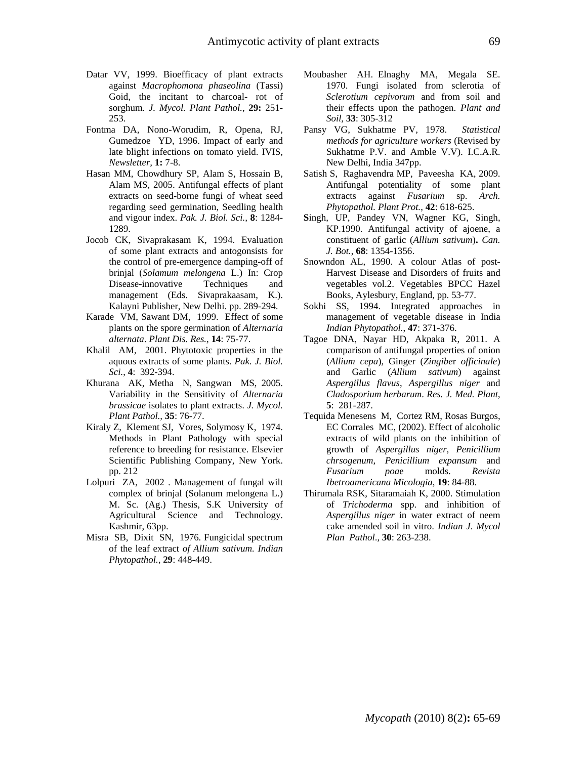Datar VV, 1999. Bioefficacy of plant extracts against *Macrophomona phaseolina* (Tassi) Goid, the incitant to charcoal- rot of sorghum. *J. Mycol. Plant Pathol.*, **29:** 251-253.

Fontma DA, Nono-Worudim, R, Opena, RJ, Gumedzoe YD, 1996. Impact of early and late blight infections on tomato yield. IVIS, *Newsletter,* **1:** 7-8.

Hasan MM, Chowdhury SP, Alam S, Hossain B, Alam MS, 2005. Antifungal effects of plant extracts on seed-borne fungi of wheat seed regarding seed germination, Seedling health and vigour index. *Pak. J. Biol. Sci.*, **8**: 1284-1289.

Jocob CK, Sivaprakasam K, 1994. Evaluation of some plant extracts and antogonsists for the control of pre-emergence damping-off of brinjal (*Solamum melongena* L.) In: Crop Disease-innovative Techniques and management (Eds. Sivaprakaasam, K.). Kalayni Publisher, New Delhi. pp. 289-294.

Karade VM, Sawant DM, 1999. Effect of some plants on the spore germination of *Alternaria alternata*. *Plant Dis. Res.*, **14**: 75-77.

Khalil AM, 2001. Phytotoxic properties in the aquous extracts of some plants. *Pak. J. Biol. Sci.,* **4**: 392-394.

Khurana AK, Metha N, Sangwan MS, 2005. Variability in the Sensitivity of *Alternaria brassicae* isolates to plant extracts. *J. Mycol. Plant Pathol.*, **35**: 76-77.

Kiraly Z, Klement SJ, Vores, Solymosy K, 1974. Methods in Plant Pathology with special reference to breeding for resistance. Elsevier Scientific Publishing Company, New York. pp. 212

Lolpuri ZA, 2002 . Management of fungal wilt complex of brinjal (Solanum melongena L.) M. Sc. (Ag.) Thesis, S.K University of Agricultural Science and Technology. Kashmir, 63pp.

Misra SB, Dixit SN, 1976. Fungicidal spectrum of the leaf extract *of Allium sativum. Indian Phytopathol.*, **29**: 448-449.

Moubasher AH. Elnaghy MA, Megala SE. 1970. Fungi isolated from sclerotia of *Sclerotium cepivorum* and from soil and their effects upon the pathogen. *Plant and Soil*, **33**: 305-312

Pansy VG, Sukhatme PV, 1978. *Statistical methods for agriculture workers* (Revised by Sukhatme P.V. and Amble V.V). I.C.A.R. New Delhi, India 347pp.

Satish S, Raghavendra MP, Paveesha KA, 2009. Antifungal potentiality of some plant extracts against *Fusarium* sp. *Arch. Phytopathol. Plant Prot.*, **42**: 618-625.

**S**ingh, UP, Pandey VN, Wagner KG, Singh, KP.1990. Antifungal activity of ajoene, a constituent of garlic (*Allium sativum*)**.** *Can. J. Bot.*, **68**: 1354-1356.

Snowndon AL, 1990. A colour Atlas of post-Harvest Disease and Disorders of fruits and vegetables vol.2. Vegetables BPCC Hazel Books, Aylesbury, England, pp. 53-77.

Sokhi SS, 1994. Integrated approaches in management of vegetable disease in India *Indian Phytopathol.*, **47**: 371-376.

Tagoe DNA, Nayar HD, Akpaka R, 2011. A comparison of antifungal properties of onion (*Allium cepa*), Ginger (*Zingiber officinale*) and Garlic (*Allium sativum*) against *Aspergillus flavus*, *Aspergillus niger* and *Cladosporium herbarum*. *Res. J. Med. Plant,* **5**: 281-287.

Tequida Menesens M, Cortez RM, Rosas Burgos, EC Corrales MC, (2002). Effect of alcoholic extracts of wild plants on the inhibition of growth of *Aspergillus niger, Penicillium chrsogenum, Penicillium expansum* and *Fusarium poa*e molds. *Revista Ibetroamericana Micologia*, **19**: 84-88.

Thirumala RSK, Sitaramaiah K, 2000. Stimulation of *Trichoderma* spp. and inhibition of *Aspergillus niger* in water extract of neem cake amended soil in vitro. *Indian J*. *Mycol Plan Pathol*., **30**: 263-238.